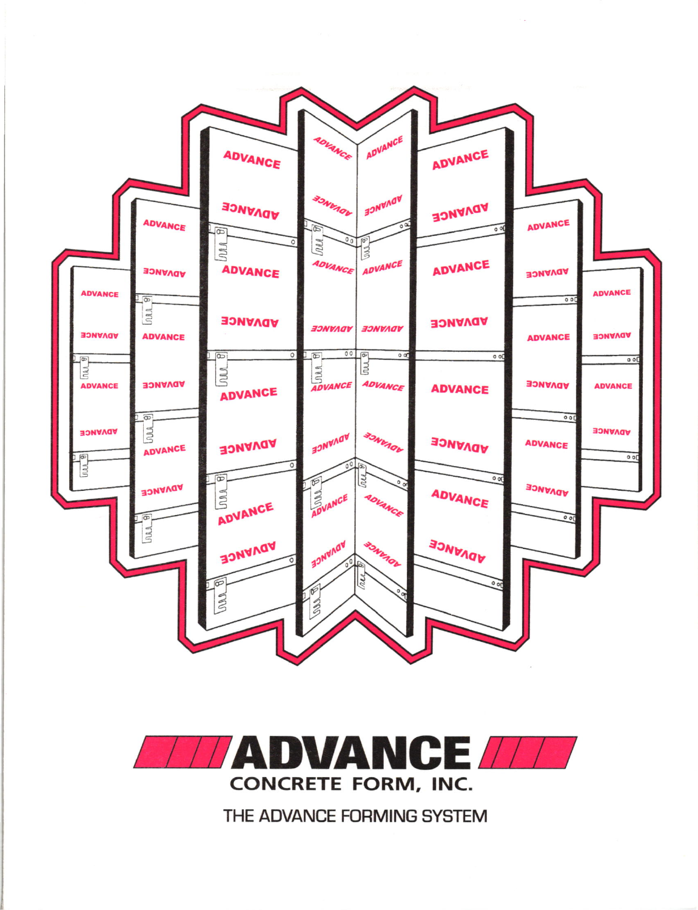# ADVANCE

## CONCRETE FORM, INC.

THE ADVANCE FORMING SYSTEM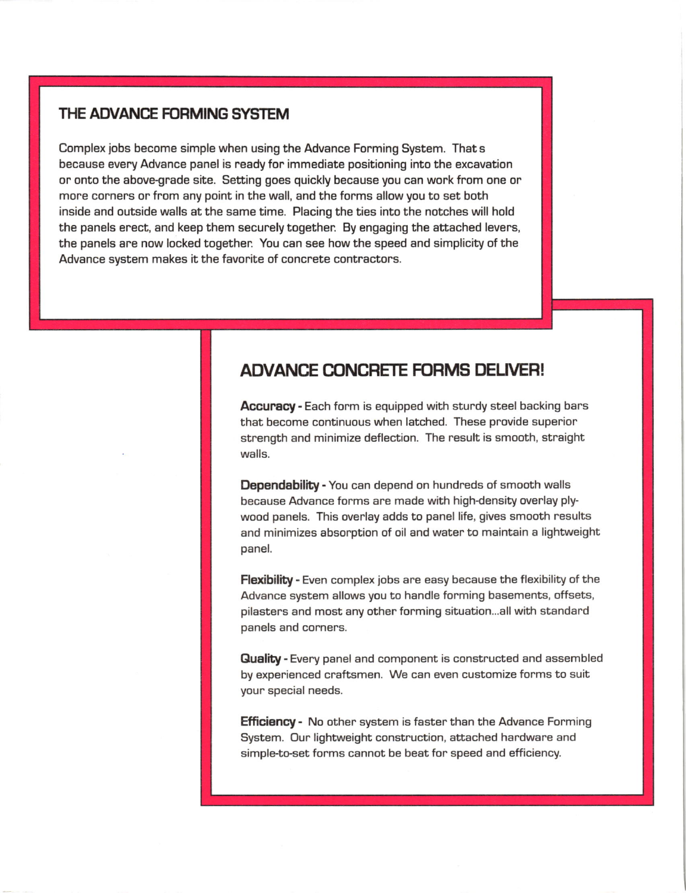## THE ADVANCE FORMING SYSTEM

Complex jobs become simple when using the Advance Forming System. That s because every Advance panel is ready for immediate positioning into the excavation or onto the above-grade site. Setting goes quickly because you can work from one or more corners or from any point in the wall, and the forms allow you to set both inside and outside walls at the same time. Placing the ties into the notches will hold the panels erect, and keep them securely together. By engaging the attached levers, the panels are now locked together. You can see how the speed and simplicity of the Advance system makes it the favorite of concrete contractors.

## ADVANCE CONCRETE FORMS DELIVER!

**Accuracy -** Each form is equipped with sturdy steel backing bars that become continuous when latched. These provide superior strength and minimize deflection. The result is smooth, straight walls.

**Dependability -** You can depend on hundreds of smooth walls because Advance forms are made with high-density overlay plywood panels. This overlay adds to panel life, gives smooth results and minimizes absorption of oil and water to maintain a lightweight panel.

**Flexibility -** Even complex jobs are easy because the flexibility of the Advance system allows you to handle forming basements, offsets, pilasters and most any other forming situation...all with standard panels and corners.

**Quality -** Every panel and component is constructed and assembled by experienced craftsmen. We can even customize forms to suit your special needs.

**Efficiency -** No other system is faster than the Advance Forming System. Our lightweight construction, attached hardware and simple-to-set forms cannot be beat for speed and efficiency.